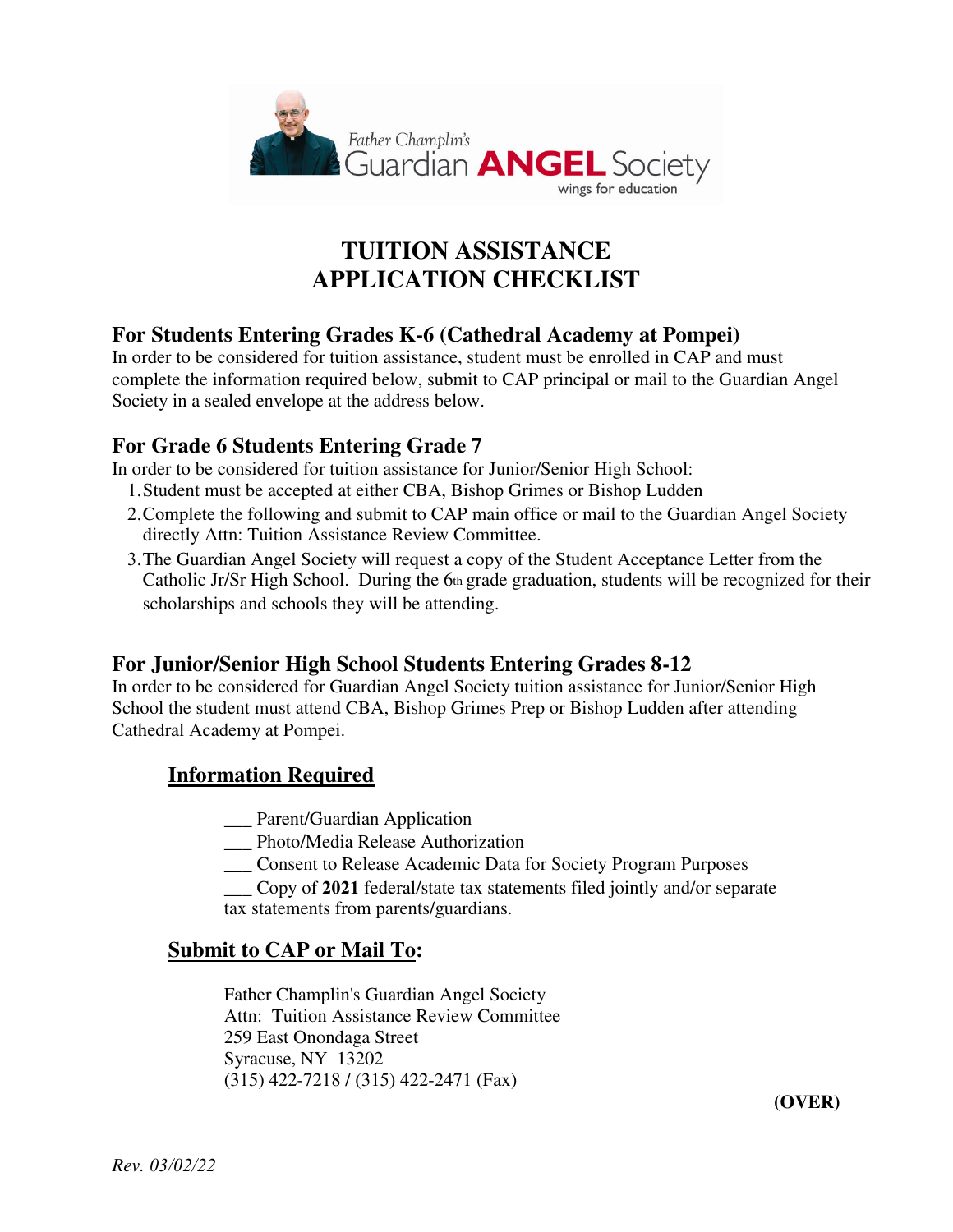Father Champlin's Guardian ANGEL Society
wings for education

# TUITION ASSISTANCE APPLICATION CHECKLIST

## For Students Entering Grades K-6 (Cathedral Academy at Pompei)

In order to be considered for tuition assistance, student must be enrolled in CAP and must complete the information required below, submit to CAP principal or mail to the Guardian Angel Society in a sealed envelope at the address below.

## For Grade 6 Students Entering Grade 7

In order to be considered for tuition assistance for Junior/Senior High School:

1. Student must be accepted at either CBA, Bishop Grimes or Bishop Ludden
2. Complete the following and submit to CAP main office or mail to the Guardian Angel Society directly Attn: Tuition Assistance Review Committee.
3. The Guardian Angel Society will request a copy of the Student Acceptance Letter from the Catholic Jr/Sr High School. During the 6th grade graduation, students will be recognized for their scholarships and schools they will be attending.

## For Junior/Senior High School Students Entering Grades 8-12

In order to be considered for Guardian Angel Society tuition assistance for Junior/Senior High School the student must attend CBA, Bishop Grimes Prep or Bishop Ludden after attending Cathedral Academy at Pompei.

### Information Required

___ Parent/Guardian Application
___ Photo/Media Release Authorization
___ Consent to Release Academic Data for Society Program Purposes
___ Copy of **2021** federal/state tax statements filed jointly and/or separate tax statements from parents/guardians.

### Submit to CAP or Mail To:

Father Champlin's Guardian Angel Society
Attn: Tuition Assistance Review Committee
259 East Onondaga Street
Syracuse, NY 13202
(315) 422-7218 / (315) 422-2471 (Fax)

**(OVER)**

*Rev. 03/02/22*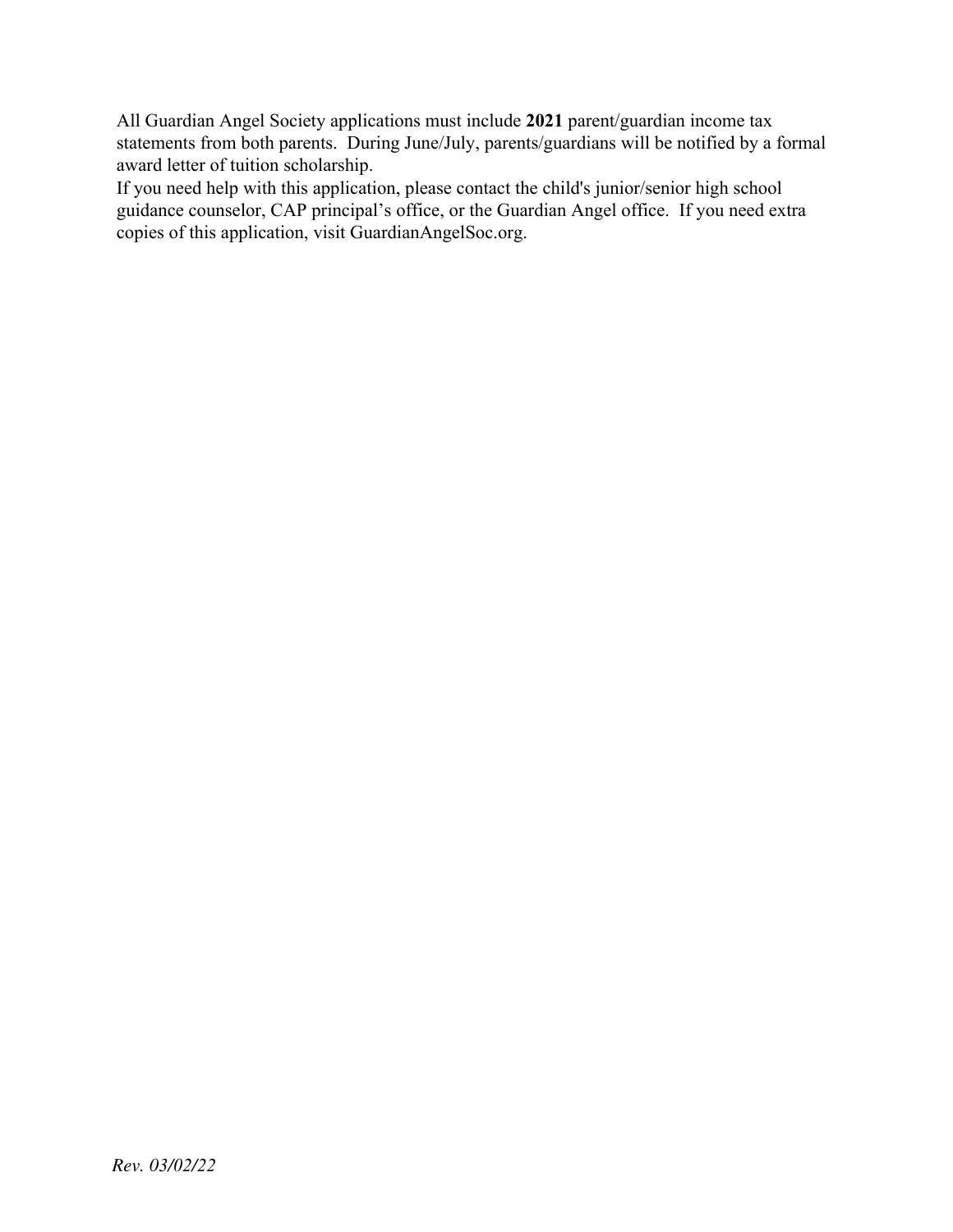All Guardian Angel Society applications must include **2021** parent/guardian income tax statements from both parents. During June/July, parents/guardians will be notified by a formal award letter of tuition scholarship.

If you need help with this application, please contact the child's junior/senior high school guidance counselor, CAP principal's office, or the Guardian Angel office. If you need extra copies of this application, visit GuardianAngelSoc.org.

*Rev. 03/02/22*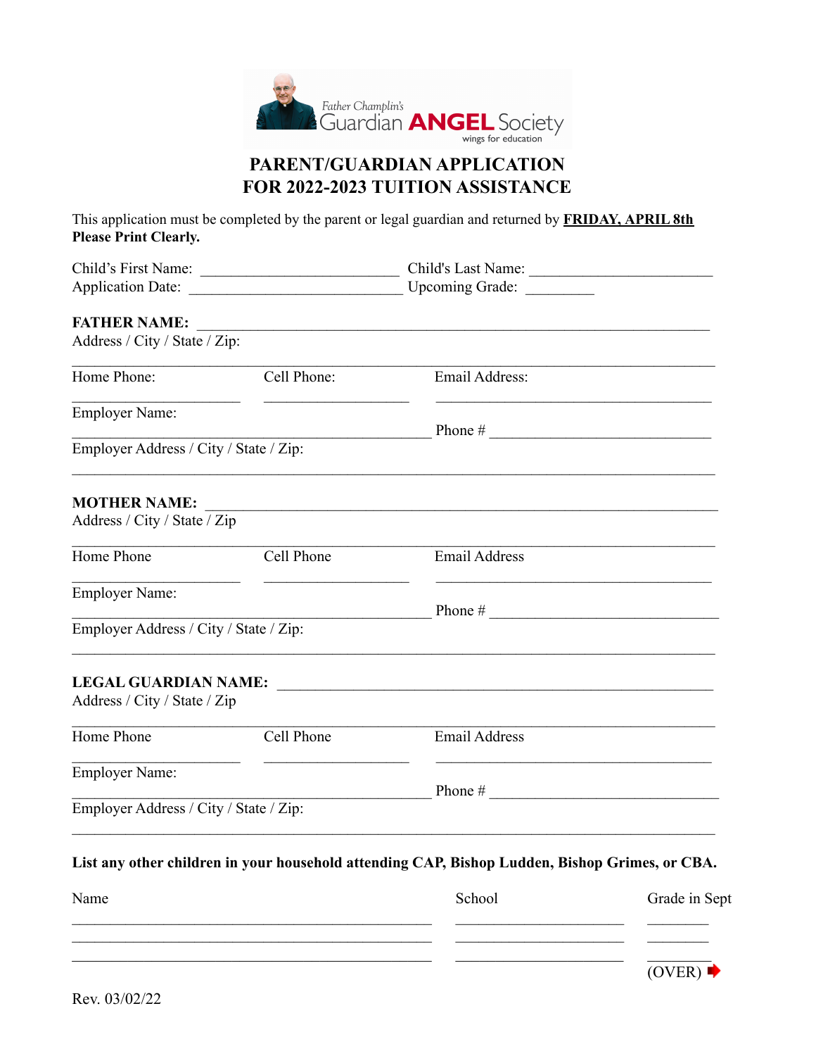Father Champlin's Guardian **ANGEL** Society
wings for education

# PARENT/GUARDIAN APPLICATION FOR 2022-2023 TUITION ASSISTANCE

This application must be completed by the parent or legal guardian and returned by **FRIDAY, APRIL 8th**
**Please Print Clearly.**

Child's First Name: ___________________________ Child's Last Name: ________________________
Application Date: _____________________________ Upcoming Grade: _________

**FATHER NAME:** ___________________________________________________________________
Address / City / State / Zip:
_________________________________________________________________________________
Home Phone: ______________________ Cell Phone: ____________________ Email Address: ________________________________________
Employer Name: _______________________________________________ Phone # ______________________________
Employer Address / City / State / Zip:
_________________________________________________________________________________

**MOTHER NAME:** ___________________________________________________________________
Address / City / State / Zip
_________________________________________________________________________________
Home Phone ______________________ Cell Phone ____________________ Email Address ________________________________________
Employer Name: _______________________________________________ Phone # ______________________________
Employer Address / City / State / Zip:
_________________________________________________________________________________

**LEGAL GUARDIAN NAME:** ____________________________________________________________
Address / City / State / Zip
_________________________________________________________________________________
Home Phone ______________________ Cell Phone ____________________ Email Address ________________________________________
Employer Name: _______________________________________________ Phone # ______________________________
Employer Address / City / State / Zip:
_________________________________________________________________________________

**List any other children in your household attending CAP, Bishop Ludden, Bishop Grimes, or CBA.**

| Name | School | Grade in Sept |
|---|---|---|
| | | |
| | | |
| | | |

(OVER)

Rev. 03/02/22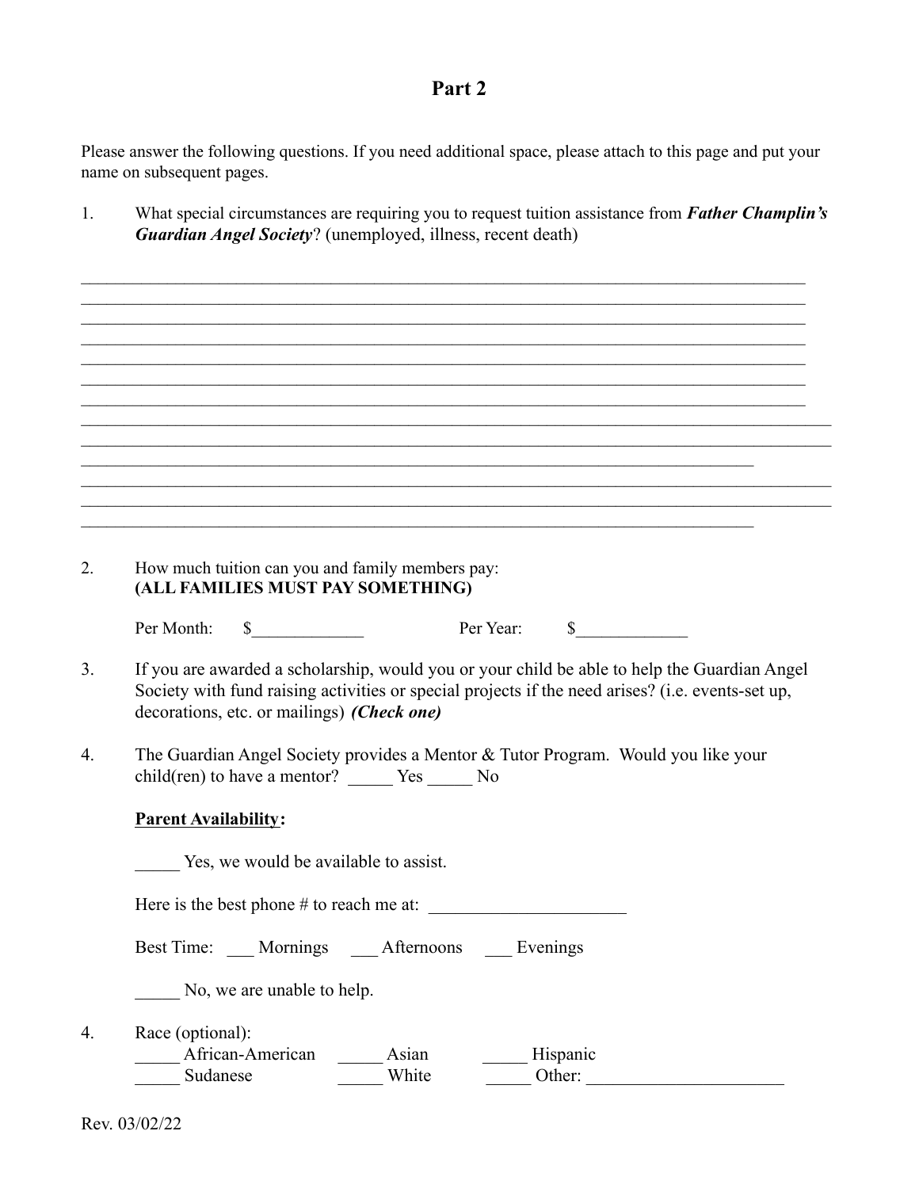# Part 2

Please answer the following questions. If you need additional space, please attach to this page and put your name on subsequent pages.

1. What special circumstances are requiring you to request tuition assistance from ***Father Champlin's Guardian Angel Society***? (unemployed, illness, recent death)

_____________________________________________________________________________________
_____________________________________________________________________________________
_____________________________________________________________________________________
_____________________________________________________________________________________
_____________________________________________________________________________________
_____________________________________________________________________________________
_____________________________________________________________________________________
_____________________________________________________________________________________
_____________________________________________________________________________________
_____________________________________________________________________________________
_____________________________________________________________________________________
_____________________________________________________________________________________
_____________________________________________________________________________________

2. How much tuition can you and family members pay:
   **(ALL FAMILIES MUST PAY SOMETHING)**

   Per Month: $_____________ Per Year: $_____________

3. If you are awarded a scholarship, would you or your child be able to help the Guardian Angel Society with fund raising activities or special projects if the need arises? (i.e. events-set up, decorations, etc. or mailings) ***(Check one)***

4. The Guardian Angel Society provides a Mentor & Tutor Program. Would you like your child(ren) to have a mentor? _____ Yes _____ No

   **<u>Parent Availability</u>:**

   _____ Yes, we would be available to assist.

   Here is the best phone # to reach me at: ______________________

   Best Time: ___ Mornings ___ Afternoons ___ Evenings

   _____ No, we are unable to help.

4. Race (optional):
   _____ African-American _____ Asian _____ Hispanic
   _____ Sudanese _____ White _____ Other: ______________________

Rev. 03/02/22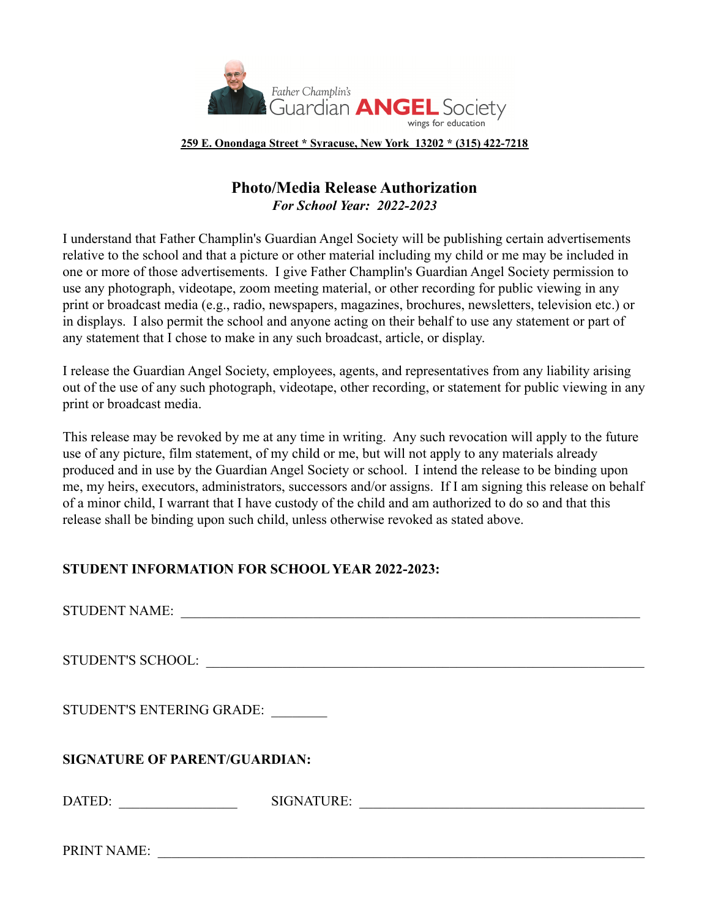Father Champlin's Guardian **ANGEL** Society
wings for education

**259 E. Onondaga Street * Syracuse, New York 13202 * (315) 422-7218**

## Photo/Media Release Authorization

***For School Year: 2022-2023***

I understand that Father Champlin's Guardian Angel Society will be publishing certain advertisements relative to the school and that a picture or other material including my child or me may be included in one or more of those advertisements. I give Father Champlin's Guardian Angel Society permission to use any photograph, videotape, zoom meeting material, or other recording for public viewing in any print or broadcast media (e.g., radio, newspapers, magazines, brochures, newsletters, television etc.) or in displays. I also permit the school and anyone acting on their behalf to use any statement or part of any statement that I chose to make in any such broadcast, article, or display.

I release the Guardian Angel Society, employees, agents, and representatives from any liability arising out of the use of any such photograph, videotape, other recording, or statement for public viewing in any print or broadcast media.

This release may be revoked by me at any time in writing. Any such revocation will apply to the future use of any picture, film statement, of my child or me, but will not apply to any materials already produced and in use by the Guardian Angel Society or school. I intend the release to be binding upon me, my heirs, executors, administrators, successors and/or assigns. If I am signing this release on behalf of a minor child, I warrant that I have custody of the child and am authorized to do so and that this release shall be binding upon such child, unless otherwise revoked as stated above.

**STUDENT INFORMATION FOR SCHOOL YEAR 2022-2023:**

STUDENT NAME: ______________________________________________________________

STUDENT'S SCHOOL: __________________________________________________________

STUDENT'S ENTERING GRADE: ________

**SIGNATURE OF PARENT/GUARDIAN:**

DATED: ________________ SIGNATURE: ________________________________________

PRINT NAME: ________________________________________________________________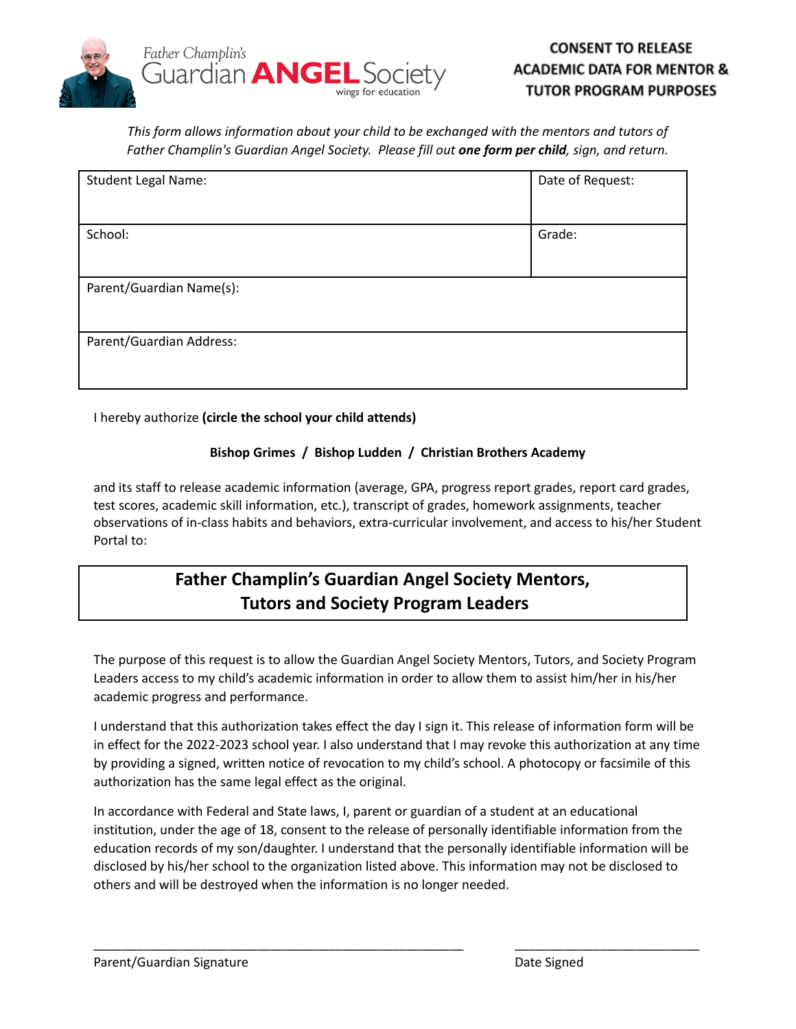Father Champlin's Guardian **ANGEL** Society
wings for education

# CONSENT TO RELEASE ACADEMIC DATA FOR MENTOR & TUTOR PROGRAM PURPOSES

*This form allows information about your child to be exchanged with the mentors and tutors of Father Champlin's Guardian Angel Society. Please fill out **one form per child**, sign, and return.*

| | |
|---|---|
| Student Legal Name: | Date of Request: |
| School: | Grade: |
| Parent/Guardian Name(s): | |
| Parent/Guardian Address: | |

I hereby authorize **(circle the school your child attends)**

**Bishop Grimes / Bishop Ludden / Christian Brothers Academy**

and its staff to release academic information (average, GPA, progress report grades, report card grades, test scores, academic skill information, etc.), transcript of grades, homework assignments, teacher observations of in-class habits and behaviors, extra-curricular involvement, and access to his/her Student Portal to:

**Father Champlin's Guardian Angel Society Mentors, Tutors and Society Program Leaders**

The purpose of this request is to allow the Guardian Angel Society Mentors, Tutors, and Society Program Leaders access to my child's academic information in order to allow them to assist him/her in his/her academic progress and performance.

I understand that this authorization takes effect the day I sign it. This release of information form will be in effect for the 2022-2023 school year. I also understand that I may revoke this authorization at any time by providing a signed, written notice of revocation to my child's school. A photocopy or facsimile of this authorization has the same legal effect as the original.

In accordance with Federal and State laws, I, parent or guardian of a student at an educational institution, under the age of 18, consent to the release of personally identifiable information from the education records of my son/daughter. I understand that the personally identifiable information will be disclosed by his/her school to the organization listed above. This information may not be disclosed to others and will be destroyed when the information is no longer needed.

\_\_\_\_\_\_\_\_\_\_\_\_\_\_\_\_\_\_\_\_\_\_\_\_\_\_\_\_\_\_\_\_\_\_\_\_\_\_\_\_\_\_\_\_ \_\_\_\_\_\_\_\_\_\_\_\_\_\_\_\_\_\_\_\_\_\_\_\_

Parent/Guardian Signature Date Signed